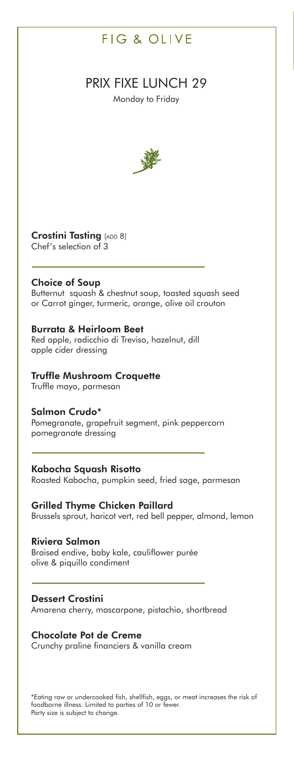# FIG & OLIVE

## PRIX FIXE LUNCH 29

Monday to Friday

**Crostini Tasting** (ADD 8)
Chef's selection of 3

---

**Choice of Soup**
Butternut squash & chestnut soup, toasted squash seed
or Carrot ginger, turmeric, orange, olive oil crouton

**Burrata & Heirloom Beet**
Red apple, radicchio di Treviso, hazelnut, dill
apple cider dressing

**Truffle Mushroom Croquette**
Truffle mayo, parmesan

**Salmon Crudo***
Pomegranate, grapefruit segment, pink peppercorn
pomegranate dressing

---

**Kabocha Squash Risotto**
Roasted Kabocha, pumpkin seed, fried sage, parmesan

**Grilled Thyme Chicken Paillard**
Brussels sprout, haricot vert, red bell pepper, almond, lemon

**Riviera Salmon**
Braised endive, baby kale, cauliflower purée
olive & piquillo condiment

---

**Dessert Crostini**
Amarena cherry, mascarpone, pistachio, shortbread

**Chocolate Pot de Creme**
Crunchy praline financiers & vanilla cream

*Eating raw or undercooked fish, shellfish, eggs, or meat increases the risk of foodborne illness. Limited to parties of 10 or fewer.
Party size is subject to change.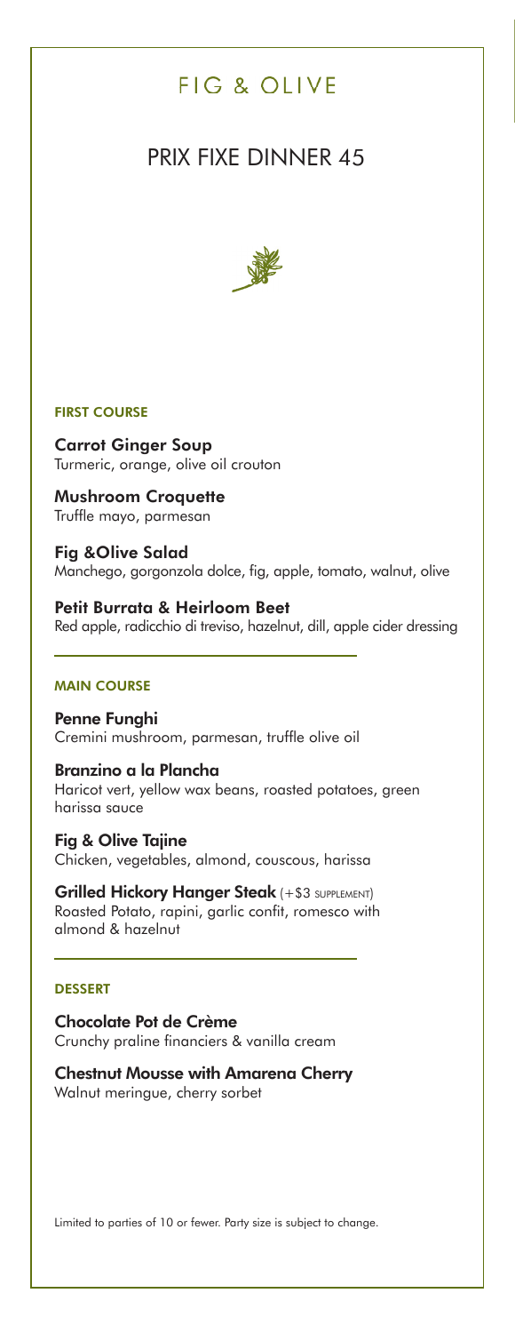# FIG & OLIVE

## PRIX FIXE DINNER 45

### FIRST COURSE

**Carrot Ginger Soup**
Turmeric, orange, olive oil crouton

**Mushroom Croquette**
Truffle mayo, parmesan

**Fig &Olive Salad**
Manchego, gorgonzola dolce, fig, apple, tomato, walnut, olive

**Petit Burrata & Heirloom Beet**
Red apple, radicchio di treviso, hazelnut, dill, apple cider dressing

### MAIN COURSE

**Penne Funghi**
Cremini mushroom, parmesan, truffle olive oil

**Branzino a la Plancha**
Haricot vert, yellow wax beans, roasted potatoes, green harissa sauce

**Fig & Olive Tajine**
Chicken, vegetables, almond, couscous, harissa

**Grilled Hickory Hanger Steak** (+$3 SUPPLEMENT)
Roasted Potato, rapini, garlic confit, romesco with almond & hazelnut

### DESSERT

**Chocolate Pot de Crème**
Crunchy praline financiers & vanilla cream

**Chestnut Mousse with Amarena Cherry**
Walnut meringue, cherry sorbet

Limited to parties of 10 or fewer. Party size is subject to change.